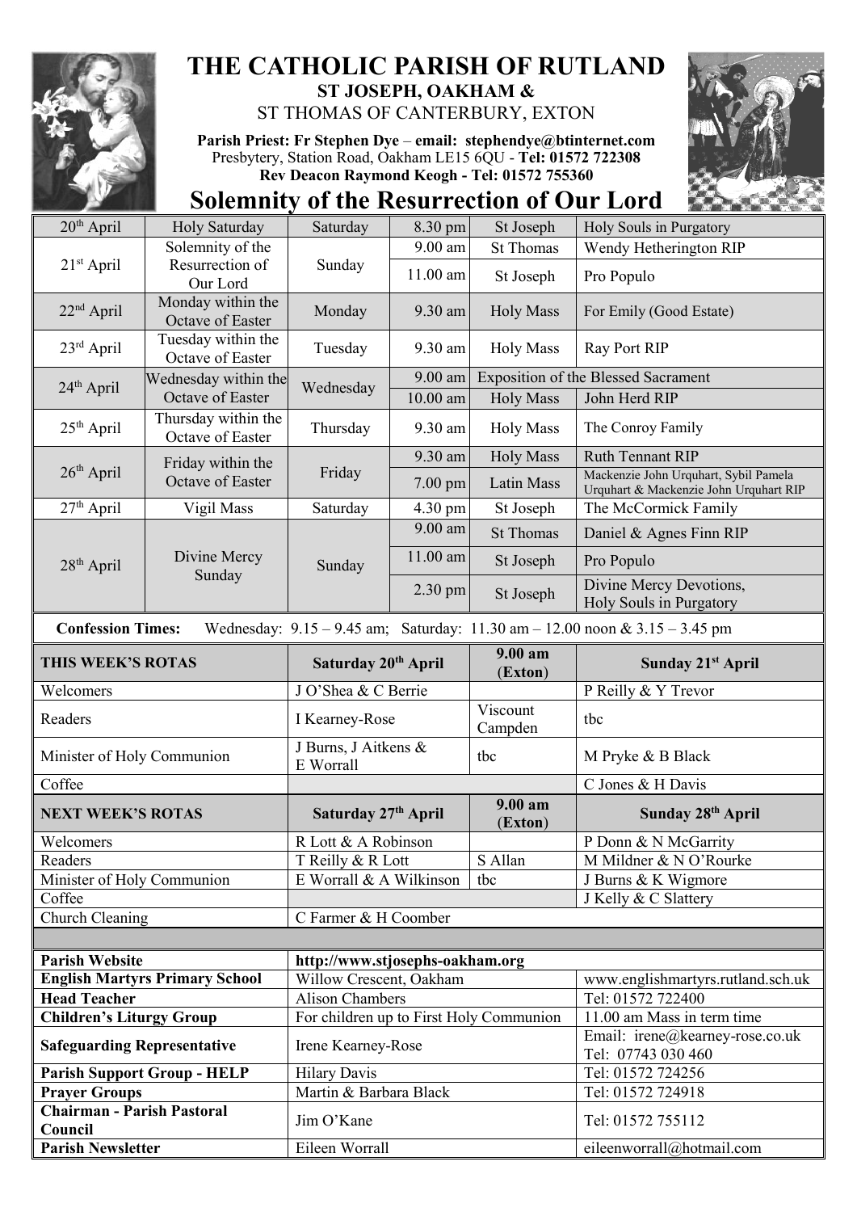# THE CATHOLIC PARISH OF RUTLAND

## ST JOSEPH, OAKHAM &
## ST THOMAS OF CANTERBURY, EXTON

**Parish Priest: Fr Stephen Dye** – **email: stephendye@btinternet.com**
Presbytery, Station Road, Oakham LE15 6QU - **Tel: 01572 722308**
**Rev Deacon Raymond Keogh - Tel: 01572 755360**

# Solemnity of the Resurrection of Our Lord

| | | | | | |
|---|---|---|---|---|---|
| 20th April | Holy Saturday | Saturday | 8.30 pm | St Joseph | Holy Souls in Purgatory |
| 21st April | Solemnity of the Resurrection of Our Lord | Sunday | 9.00 am | St Thomas | Wendy Hetherington RIP |
| | | | 11.00 am | St Joseph | Pro Populo |
| 22nd April | Monday within the Octave of Easter | Monday | 9.30 am | Holy Mass | For Emily (Good Estate) |
| 23rd April | Tuesday within the Octave of Easter | Tuesday | 9.30 am | Holy Mass | Ray Port RIP |
| 24th April | Wednesday within the Octave of Easter | Wednesday | 9.00 am | Exposition of the Blessed Sacrament | |
| | | | 10.00 am | Holy Mass | John Herd RIP |
| 25th April | Thursday within the Octave of Easter | Thursday | 9.30 am | Holy Mass | The Conroy Family |
| 26th April | Friday within the Octave of Easter | Friday | 9.30 am | Holy Mass | Ruth Tennant RIP |
| | | | 7.00 pm | Latin Mass | Mackenzie John Urquhart, Sybil Pamela Urquhart & Mackenzie John Urquhart RIP |
| 27th April | Vigil Mass | Saturday | 4.30 pm | St Joseph | The McCormick Family |
| 28th April | Divine Mercy Sunday | Sunday | 9.00 am | St Thomas | Daniel & Agnes Finn RIP |
| | | | 11.00 am | St Joseph | Pro Populo |
| | | | 2.30 pm | St Joseph | Divine Mercy Devotions, Holy Souls in Purgatory |

**Confession Times:** Wednesday: 9.15 – 9.45 am; Saturday: 11.30 am – 12.00 noon & 3.15 – 3.45 pm

| **THIS WEEK'S ROTAS** | **Saturday 20th April** | **9.00 am (Exton)** | **Sunday 21st April** |
|---|---|---|---|
| Welcomers | J O'Shea & C Berrie | | P Reilly & Y Trevor |
| Readers | I Kearney-Rose | Viscount Campden | tbc |
| Minister of Holy Communion | J Burns, J Aitkens & E Worrall | tbc | M Pryke & B Black |
| Coffee | | | C Jones & H Davis |
| **NEXT WEEK'S ROTAS** | **Saturday 27th April** | **9.00 am (Exton)** | **Sunday 28th April** |
| Welcomers | R Lott & A Robinson | | P Donn & N McGarrity |
| Readers | T Reilly & R Lott | S Allan | M Mildner & N O'Rourke |
| Minister of Holy Communion | E Worrall & A Wilkinson | tbc | J Burns & K Wigmore |
| Coffee | | | J Kelly & C Slattery |
| Church Cleaning | C Farmer & H Coomber | | |

| | | |
|---|---|---|
| **Parish Website** | http://www.stjosephs-oakham.org | |
| **English Martyrs Primary School** | Willow Crescent, Oakham | www.englishmartyrs.rutland.sch.uk |
| **Head Teacher** | Alison Chambers | Tel: 01572 722400 |
| **Children's Liturgy Group** | For children up to First Holy Communion | 11.00 am Mass in term time |
| **Safeguarding Representative** | Irene Kearney-Rose | Email: irene@kearney-rose.co.uk Tel: 07743 030 460 |
| **Parish Support Group - HELP** | Hilary Davis | Tel: 01572 724256 |
| **Prayer Groups** | Martin & Barbara Black | Tel: 01572 724918 |
| **Chairman - Parish Pastoral Council** | Jim O'Kane | Tel: 01572 755112 |
| **Parish Newsletter** | Eileen Worrall | eileenworrall@hotmail.com |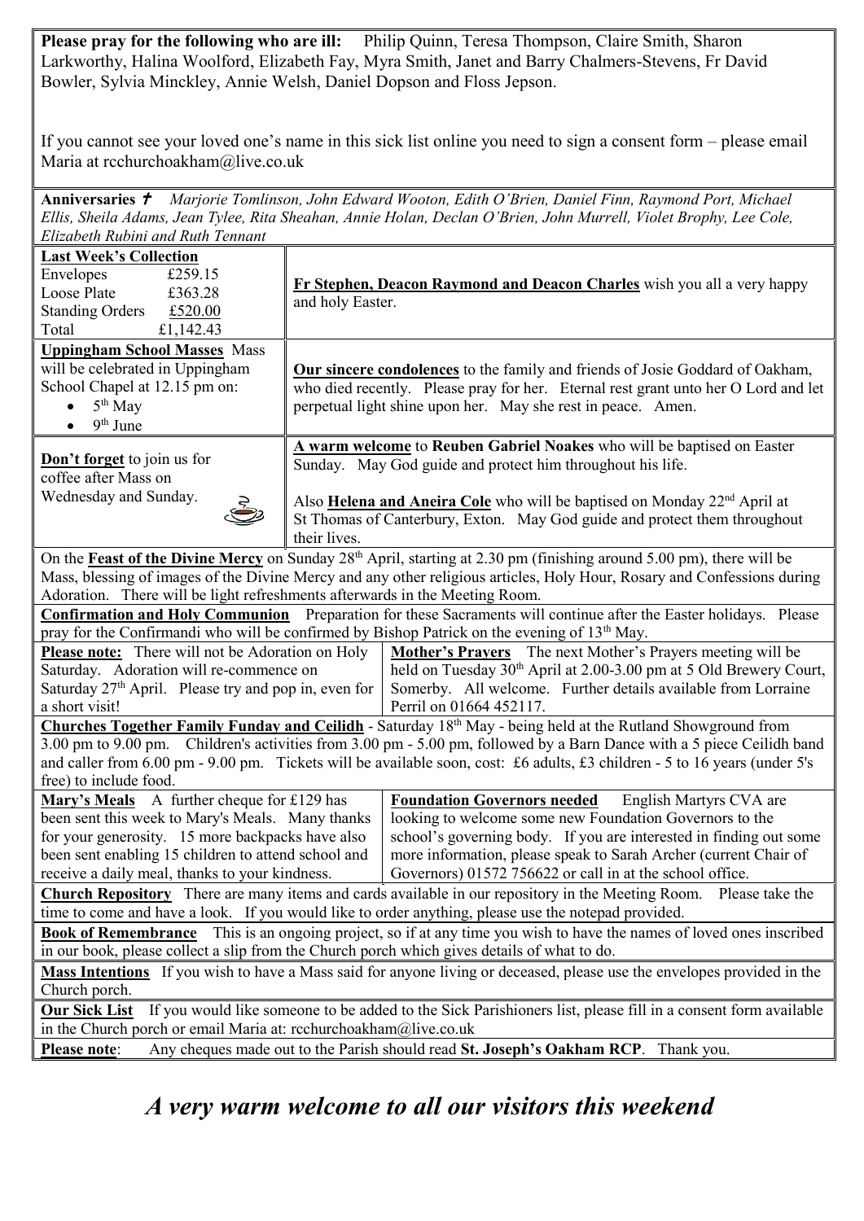**Please pray for the following who are ill:** Philip Quinn, Teresa Thompson, Claire Smith, Sharon Larkworthy, Halina Woolford, Elizabeth Fay, Myra Smith, Janet and Barry Chalmers-Stevens, Fr David Bowler, Sylvia Minckley, Annie Welsh, Daniel Dopson and Floss Jepson.

If you cannot see your loved one's name in this sick list online you need to sign a consent form – please email Maria at rcchurchoakham@live.co.uk

**Anniversaries** ✝ *Marjorie Tomlinson, John Edward Wooton, Edith O'Brien, Daniel Finn, Raymond Port, Michael Ellis, Sheila Adams, Jean Tylee, Rita Sheahan, Annie Holan, Declan O'Brien, John Murrell, Violet Brophy, Lee Cole, Elizabeth Rubini and Ruth Tennant*

**Last Week's Collection**

| | |
|---|---|
| Envelopes | £259.15 |
| Loose Plate | £363.28 |
| Standing Orders | £520.00 |
| Total | £1,142.43 |

**Fr Stephen, Deacon Raymond and Deacon Charles** wish you all a very happy and holy Easter.

**Uppingham School Masses** Mass will be celebrated in Uppingham School Chapel at 12.15 pm on:

- 5th May
- 9th June

**Our sincere condolences** to the family and friends of Josie Goddard of Oakham, who died recently. Please pray for her. Eternal rest grant unto her O Lord and let perpetual light shine upon her. May she rest in peace. Amen.

**Don't forget** to join us for coffee after Mass on Wednesday and Sunday.

**A warm welcome** to **Reuben Gabriel Noakes** who will be baptised on Easter Sunday. May God guide and protect him throughout his life.

Also **Helena and Aneira Cole** who will be baptised on Monday 22nd April at St Thomas of Canterbury, Exton. May God guide and protect them throughout their lives.

On the **Feast of the Divine Mercy** on Sunday 28th April, starting at 2.30 pm (finishing around 5.00 pm), there will be Mass, blessing of images of the Divine Mercy and any other religious articles, Holy Hour, Rosary and Confessions during Adoration. There will be light refreshments afterwards in the Meeting Room.

**Confirmation and Holy Communion** Preparation for these Sacraments will continue after the Easter holidays. Please pray for the Confirmandi who will be confirmed by Bishop Patrick on the evening of 13th May.

**Please note:** There will not be Adoration on Holy Saturday. Adoration will re-commence on Saturday 27th April. Please try and pop in, even for a short visit!

**Mother's Prayers** The next Mother's Prayers meeting will be held on Tuesday 30th April at 2.00-3.00 pm at 5 Old Brewery Court, Somerby. All welcome. Further details available from Lorraine Perril on 01664 452117.

**Churches Together Family Funday and Ceilidh** - Saturday 18th May - being held at the Rutland Showground from 3.00 pm to 9.00 pm. Children's activities from 3.00 pm - 5.00 pm, followed by a Barn Dance with a 5 piece Ceilidh band and caller from 6.00 pm - 9.00 pm. Tickets will be available soon, cost: £6 adults, £3 children - 5 to 16 years (under 5's free) to include food.

**Mary's Meals** A further cheque for £129 has been sent this week to Mary's Meals. Many thanks for your generosity. 15 more backpacks have also been sent enabling 15 children to attend school and receive a daily meal, thanks to your kindness.

**Foundation Governors needed** English Martyrs CVA are looking to welcome some new Foundation Governors to the school's governing body. If you are interested in finding out some more information, please speak to Sarah Archer (current Chair of Governors) 01572 756622 or call in at the school office.

**Church Repository** There are many items and cards available in our repository in the Meeting Room. Please take the time to come and have a look. If you would like to order anything, please use the notepad provided.

**Book of Remembrance** This is an ongoing project, so if at any time you wish to have the names of loved ones inscribed in our book, please collect a slip from the Church porch which gives details of what to do.

**Mass Intentions** If you wish to have a Mass said for anyone living or deceased, please use the envelopes provided in the Church porch.

**Our Sick List** If you would like someone to be added to the Sick Parishioners list, please fill in a consent form available in the Church porch or email Maria at: rcchurchoakham@live.co.uk

**Please note**: Any cheques made out to the Parish should read **St. Joseph's Oakham RCP**. Thank you.

## *A very warm welcome to all our visitors this weekend*